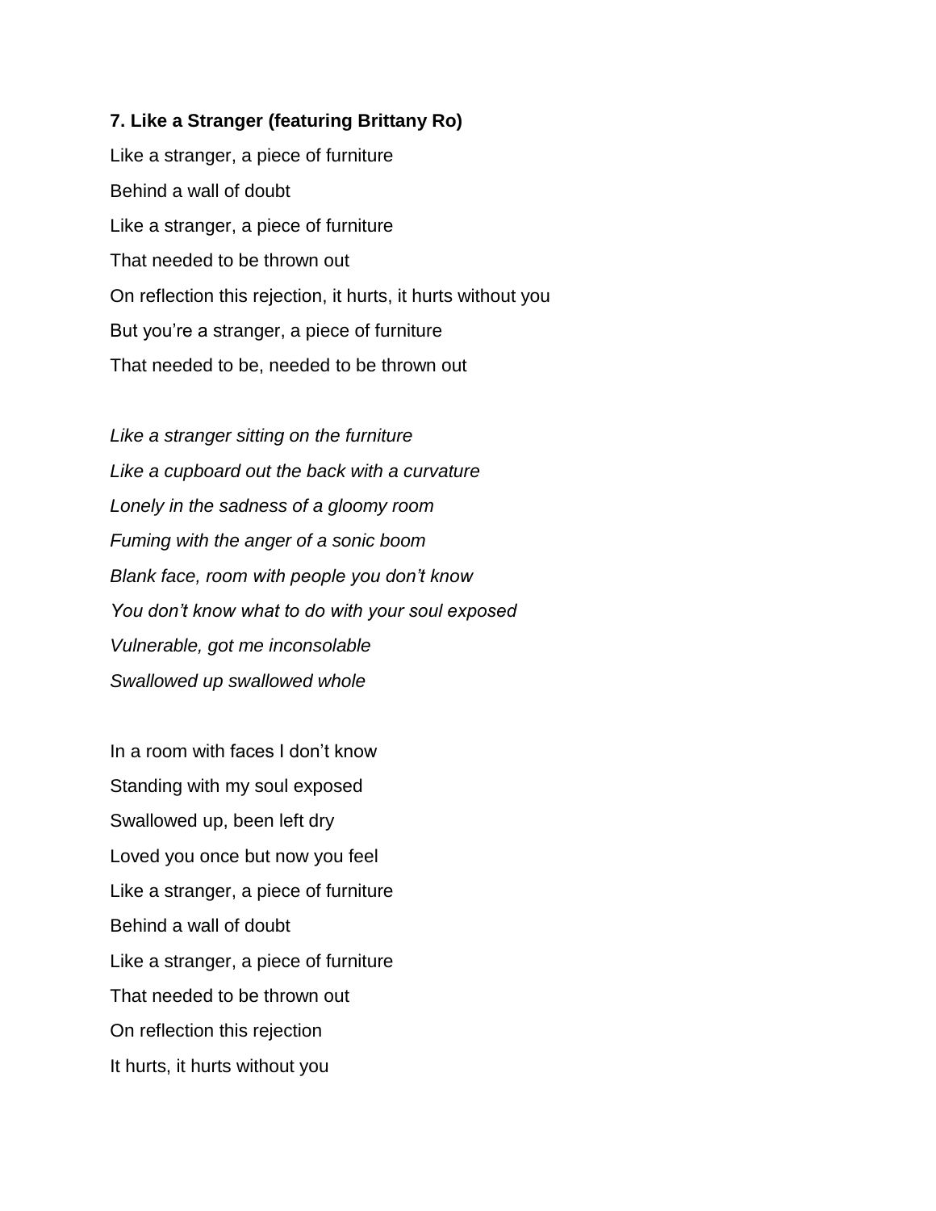**7. Like a Stranger (featuring Brittany Ro)**

Like a stranger, a piece of furniture

Behind a wall of doubt

Like a stranger, a piece of furniture

That needed to be thrown out

On reflection this rejection, it hurts, it hurts without you

But you're a stranger, a piece of furniture

That needed to be, needed to be thrown out

*Like a stranger sitting on the furniture*

*Like a cupboard out the back with a curvature*

*Lonely in the sadness of a gloomy room*

*Fuming with the anger of a sonic boom*

*Blank face, room with people you don't know*

*You don't know what to do with your soul exposed*

*Vulnerable, got me inconsolable*

*Swallowed up swallowed whole*

In a room with faces I don't know

Standing with my soul exposed

Swallowed up, been left dry

Loved you once but now you feel

Like a stranger, a piece of furniture

Behind a wall of doubt

Like a stranger, a piece of furniture

That needed to be thrown out

On reflection this rejection

It hurts, it hurts without you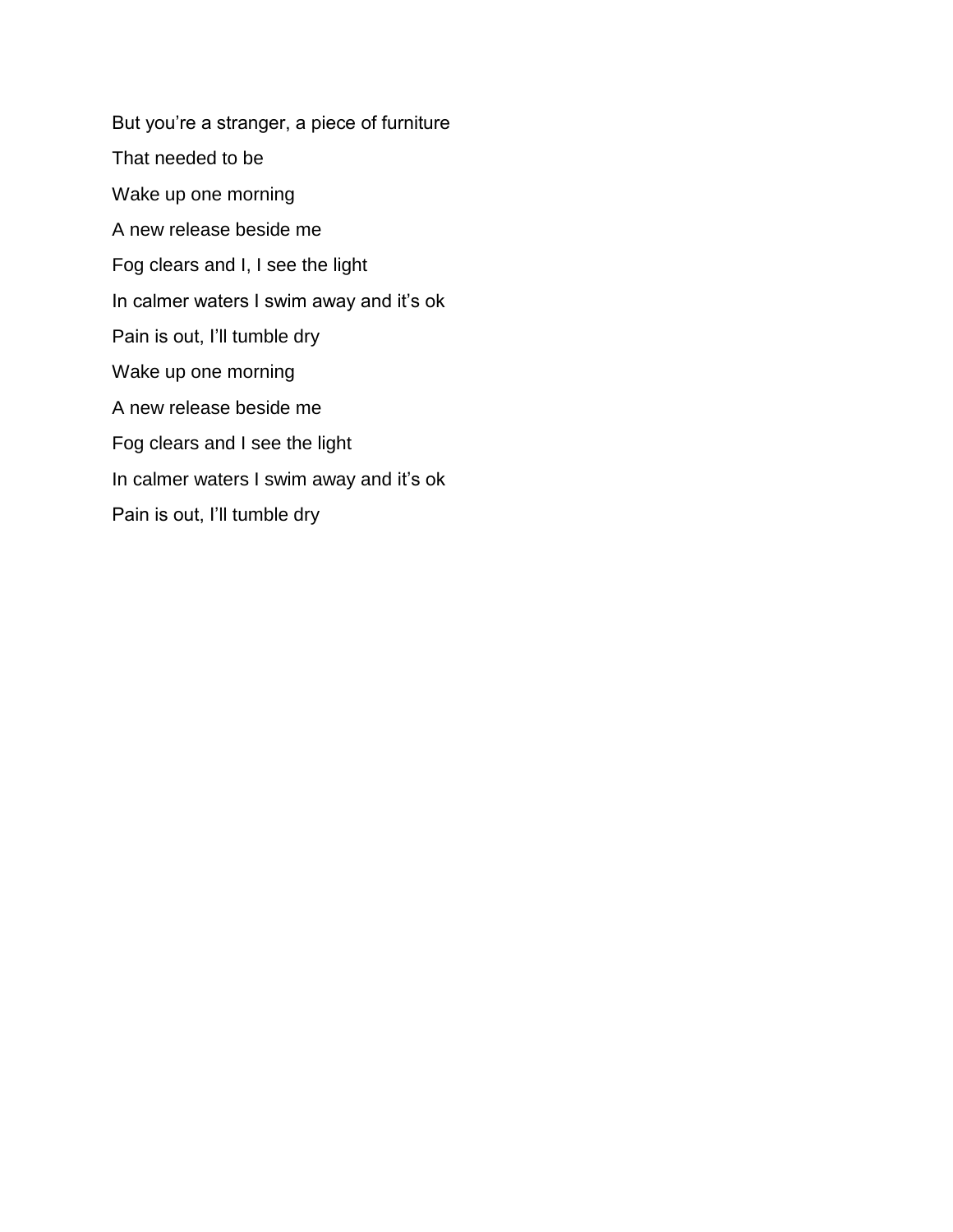But you're a stranger, a piece of furniture

That needed to be

Wake up one morning

A new release beside me

Fog clears and I, I see the light

In calmer waters I swim away and it's ok

Pain is out, I'll tumble dry

Wake up one morning

A new release beside me

Fog clears and I see the light

In calmer waters I swim away and it's ok

Pain is out, I'll tumble dry